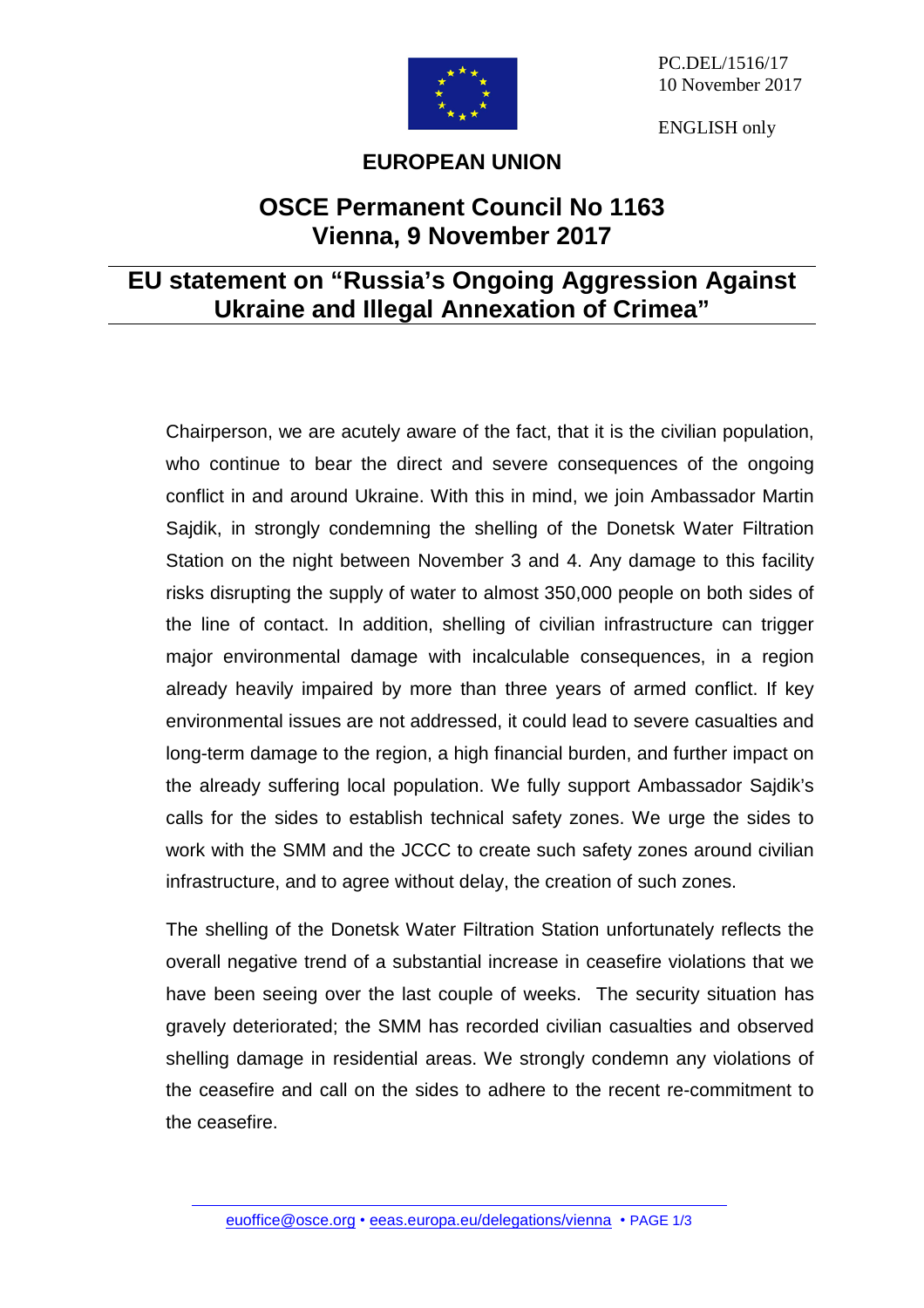PC.DEL/1516/17
10 November 2017

ENGLISH only

**EUROPEAN UNION**

# OSCE Permanent Council No 1163
# Vienna, 9 November 2017

## EU statement on "Russia's Ongoing Aggression Against Ukraine and Illegal Annexation of Crimea"

Chairperson, we are acutely aware of the fact, that it is the civilian population, who continue to bear the direct and severe consequences of the ongoing conflict in and around Ukraine. With this in mind, we join Ambassador Martin Sajdik, in strongly condemning the shelling of the Donetsk Water Filtration Station on the night between November 3 and 4. Any damage to this facility risks disrupting the supply of water to almost 350,000 people on both sides of the line of contact. In addition, shelling of civilian infrastructure can trigger major environmental damage with incalculable consequences, in a region already heavily impaired by more than three years of armed conflict. If key environmental issues are not addressed, it could lead to severe casualties and long-term damage to the region, a high financial burden, and further impact on the already suffering local population. We fully support Ambassador Sajdik's calls for the sides to establish technical safety zones. We urge the sides to work with the SMM and the JCCC to create such safety zones around civilian infrastructure, and to agree without delay, the creation of such zones.

The shelling of the Donetsk Water Filtration Station unfortunately reflects the overall negative trend of a substantial increase in ceasefire violations that we have been seeing over the last couple of weeks. The security situation has gravely deteriorated; the SMM has recorded civilian casualties and observed shelling damage in residential areas. We strongly condemn any violations of the ceasefire and call on the sides to adhere to the recent re-commitment to the ceasefire.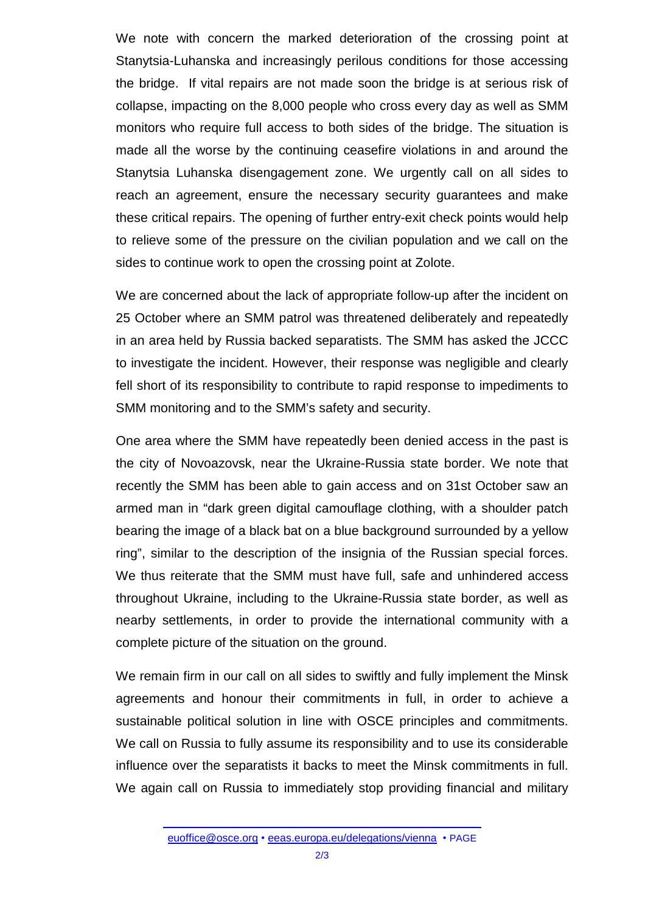We note with concern the marked deterioration of the crossing point at Stanytsia-Luhanska and increasingly perilous conditions for those accessing the bridge. If vital repairs are not made soon the bridge is at serious risk of collapse, impacting on the 8,000 people who cross every day as well as SMM monitors who require full access to both sides of the bridge. The situation is made all the worse by the continuing ceasefire violations in and around the Stanytsia Luhanska disengagement zone. We urgently call on all sides to reach an agreement, ensure the necessary security guarantees and make these critical repairs. The opening of further entry-exit check points would help to relieve some of the pressure on the civilian population and we call on the sides to continue work to open the crossing point at Zolote.

We are concerned about the lack of appropriate follow-up after the incident on 25 October where an SMM patrol was threatened deliberately and repeatedly in an area held by Russia backed separatists. The SMM has asked the JCCC to investigate the incident. However, their response was negligible and clearly fell short of its responsibility to contribute to rapid response to impediments to SMM monitoring and to the SMM's safety and security.

One area where the SMM have repeatedly been denied access in the past is the city of Novoazovsk, near the Ukraine-Russia state border. We note that recently the SMM has been able to gain access and on 31st October saw an armed man in "dark green digital camouflage clothing, with a shoulder patch bearing the image of a black bat on a blue background surrounded by a yellow ring", similar to the description of the insignia of the Russian special forces. We thus reiterate that the SMM must have full, safe and unhindered access throughout Ukraine, including to the Ukraine-Russia state border, as well as nearby settlements, in order to provide the international community with a complete picture of the situation on the ground.

We remain firm in our call on all sides to swiftly and fully implement the Minsk agreements and honour their commitments in full, in order to achieve a sustainable political solution in line with OSCE principles and commitments. We call on Russia to fully assume its responsibility and to use its considerable influence over the separatists it backs to meet the Minsk commitments in full. We again call on Russia to immediately stop providing financial and military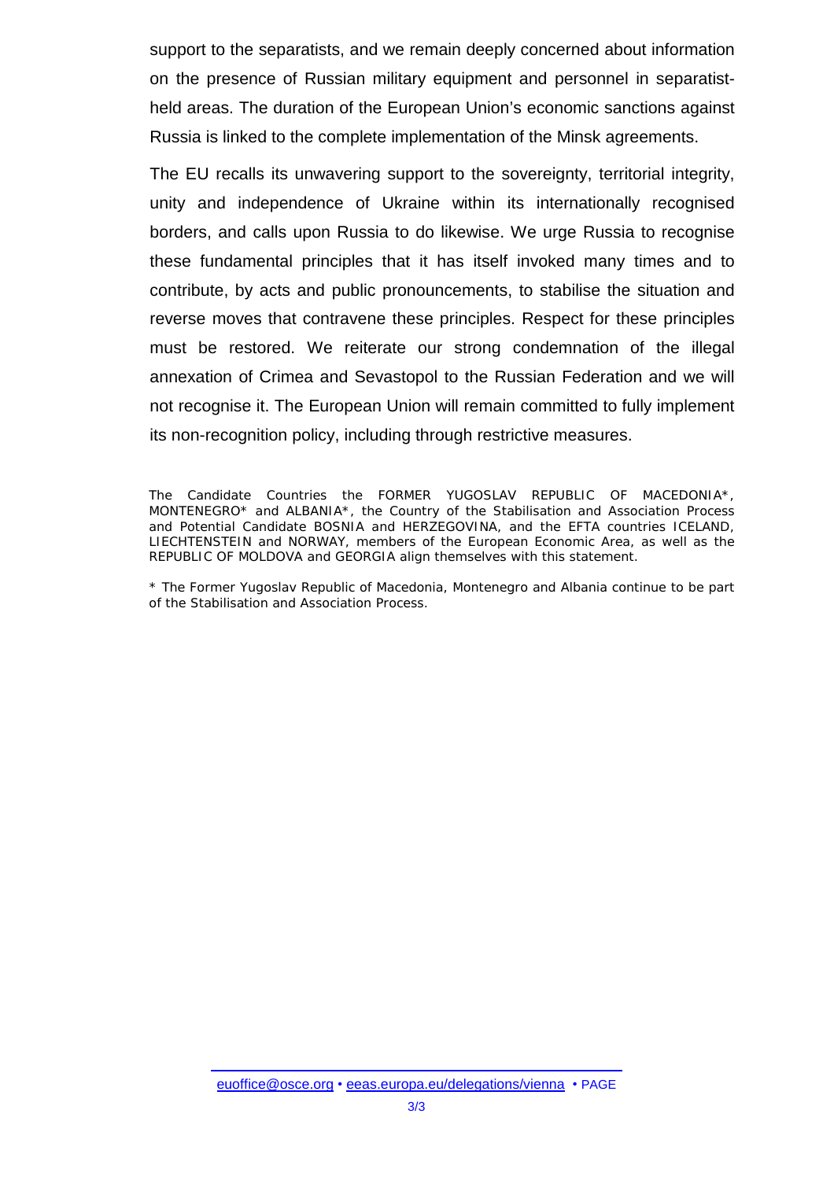support to the separatists, and we remain deeply concerned about information on the presence of Russian military equipment and personnel in separatist-held areas. The duration of the European Union's economic sanctions against Russia is linked to the complete implementation of the Minsk agreements.

The EU recalls its unwavering support to the sovereignty, territorial integrity, unity and independence of Ukraine within its internationally recognised borders, and calls upon Russia to do likewise. We urge Russia to recognise these fundamental principles that it has itself invoked many times and to contribute, by acts and public pronouncements, to stabilise the situation and reverse moves that contravene these principles. Respect for these principles must be restored. We reiterate our strong condemnation of the illegal annexation of Crimea and Sevastopol to the Russian Federation and we will not recognise it. The European Union will remain committed to fully implement its non-recognition policy, including through restrictive measures.

The Candidate Countries the FORMER YUGOSLAV REPUBLIC OF MACEDONIA*, MONTENEGRO* and ALBANIA*, the Country of the Stabilisation and Association Process and Potential Candidate BOSNIA and HERZEGOVINA, and the EFTA countries ICELAND, LIECHTENSTEIN and NORWAY, members of the European Economic Area, as well as the REPUBLIC OF MOLDOVA and GEORGIA align themselves with this statement.

* The Former Yugoslav Republic of Macedonia, Montenegro and Albania continue to be part of the Stabilisation and Association Process.

euoffice@osce.org • eeas.europa.eu/delegations/vienna